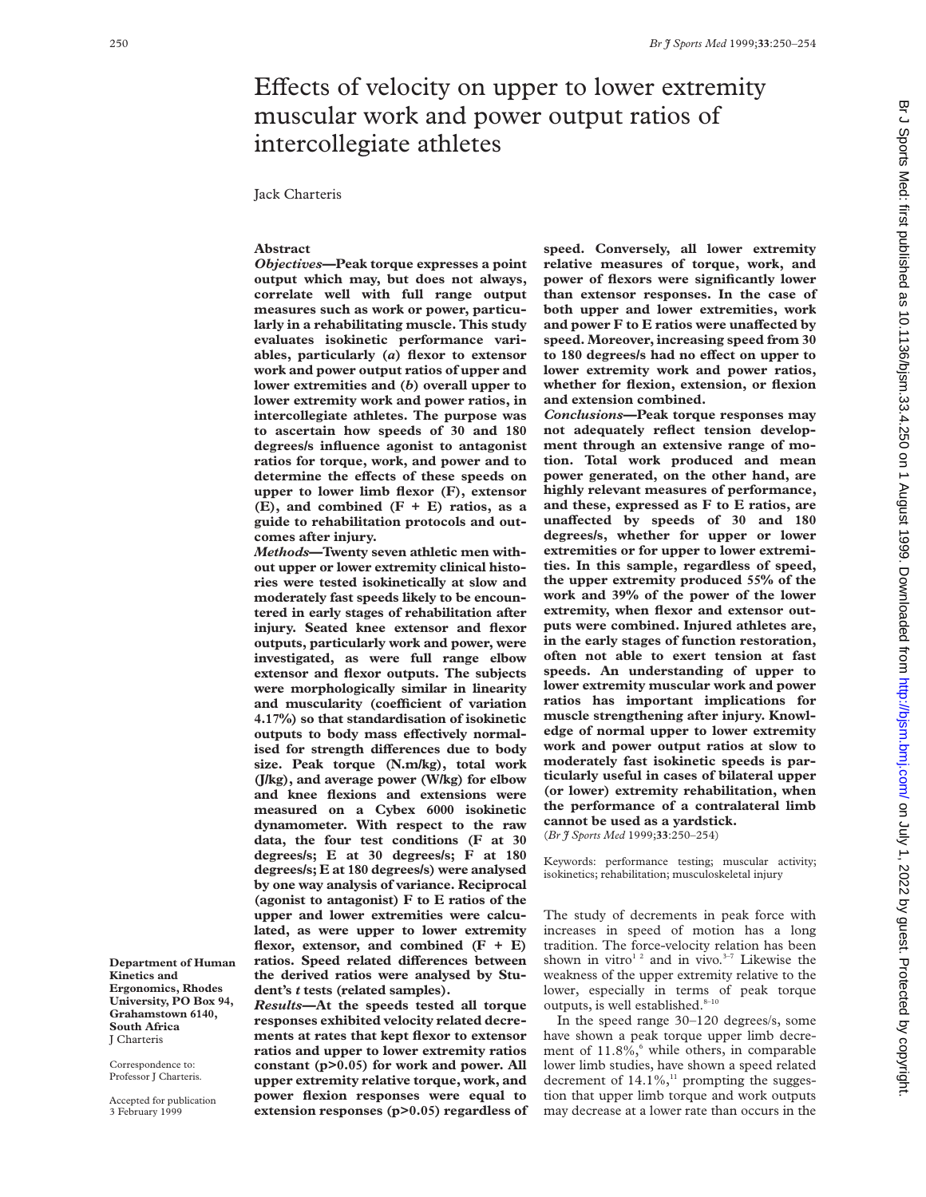# Effects of velocity on upper to lower extremity muscular work and power output ratios of intercollegiate athletes

Jack Charteris

Department of Human Kinetics and Ergonomics, Rhodes University, PO Box 94, Grahamstown 6140, South Africa
J Charteris

Correspondence to: Professor J Charteris.

Accepted for publication 3 February 1999

## Abstract

***Objectives*—Peak torque expresses a point output which may, but does not always, correlate well with full range output measures such as work or power, particularly in a rehabilitating muscle. This study evaluates isokinetic performance variables, particularly (*a*) flexor to extensor work and power output ratios of upper and lower extremities and (*b*) overall upper to lower extremity work and power ratios, in intercollegiate athletes. The purpose was to ascertain how speeds of 30 and 180 degrees/s influence agonist to antagonist ratios for torque, work, and power and to determine the effects of these speeds on upper to lower limb flexor (F), extensor (E), and combined (F + E) ratios, as a guide to rehabilitation protocols and outcomes after injury.**

***Methods*—Twenty seven athletic men without upper or lower extremity clinical histories were tested isokinetically at slow and moderately fast speeds likely to be encountered in early stages of rehabilitation after injury. Seated knee extensor and flexor outputs, particularly work and power, were investigated, as were full range elbow extensor and flexor outputs. The subjects were morphologically similar in linearity and muscularity (coefficient of variation 4.17%) so that standardisation of isokinetic outputs to body mass effectively normalised for strength differences due to body size. Peak torque (N.m/kg), total work (J/kg), and average power (W/kg) for elbow and knee flexions and extensions were measured on a Cybex 6000 isokinetic dynamometer. With respect to the raw data, the four test conditions (F at 30 degrees/s; E at 30 degrees/s; F at 180 degrees/s; E at 180 degrees/s) were analysed by one way analysis of variance. Reciprocal (agonist to antagonist) F to E ratios of the upper and lower extremities were calculated, as were upper to lower extremity flexor, extensor, and combined (F + E) ratios. Speed related differences between the derived ratios were analysed by Student's *t* tests (related samples).**

***Results*—At the speeds tested all torque responses exhibited velocity related decrements at rates that kept flexor to extensor ratios and upper to lower extremity ratios constant ($p > 0.05$) for work and power. All upper extremity relative torque, work, and power flexion responses were equal to extension responses ($p > 0.05$) regardless of speed. Conversely, all lower extremity relative measures of torque, work, and power of flexors were significantly lower than extensor responses. In the case of both upper and lower extremities, work and power F to E ratios were unaffected by speed. Moreover, increasing speed from 30 to 180 degrees/s had no effect on upper to lower extremity work and power ratios, whether for flexion, extension, or flexion and extension combined.**

***Conclusions*—Peak torque responses may not adequately reflect tension development through an extensive range of motion. Total work produced and mean power generated, on the other hand, are highly relevant measures of performance, and these, expressed as F to E ratios, are unaffected by speeds of 30 and 180 degrees/s, whether for upper or lower extremities or for upper to lower extremities. In this sample, regardless of speed, the upper extremity produced 55% of the work and 39% of the power of the lower extremity, when flexor and extensor outputs were combined. Injured athletes are, in the early stages of function restoration, often not able to exert tension at fast speeds. An understanding of upper to lower extremity muscular work and power ratios has important implications for muscle strengthening after injury. Knowledge of normal upper to lower extremity work and power output ratios at slow to moderately fast isokinetic speeds is particularly useful in cases of bilateral upper (or lower) extremity rehabilitation, when the performance of a contralateral limb cannot be used as a yardstick.**

(*Br J Sports Med* 1999;**33**:250–254)

Keywords: performance testing; muscular activity; isokinetics; rehabilitation; musculoskeletal injury

The study of decrements in peak force with increases in speed of motion has a long tradition. The force-velocity relation has been shown in vitro[1 2] and in vivo.[3–7] Likewise the weakness of the upper extremity relative to the lower, especially in terms of peak torque outputs, is well established.[8–10]

In the speed range 30–120 degrees/s, some have shown a peak torque upper limb decrement of 11.8%,[6] while others, in comparable lower limb studies, have shown a speed related decrement of 14.1%,[11] prompting the suggestion that upper limb torque and work outputs may decrease at a lower rate than occurs in the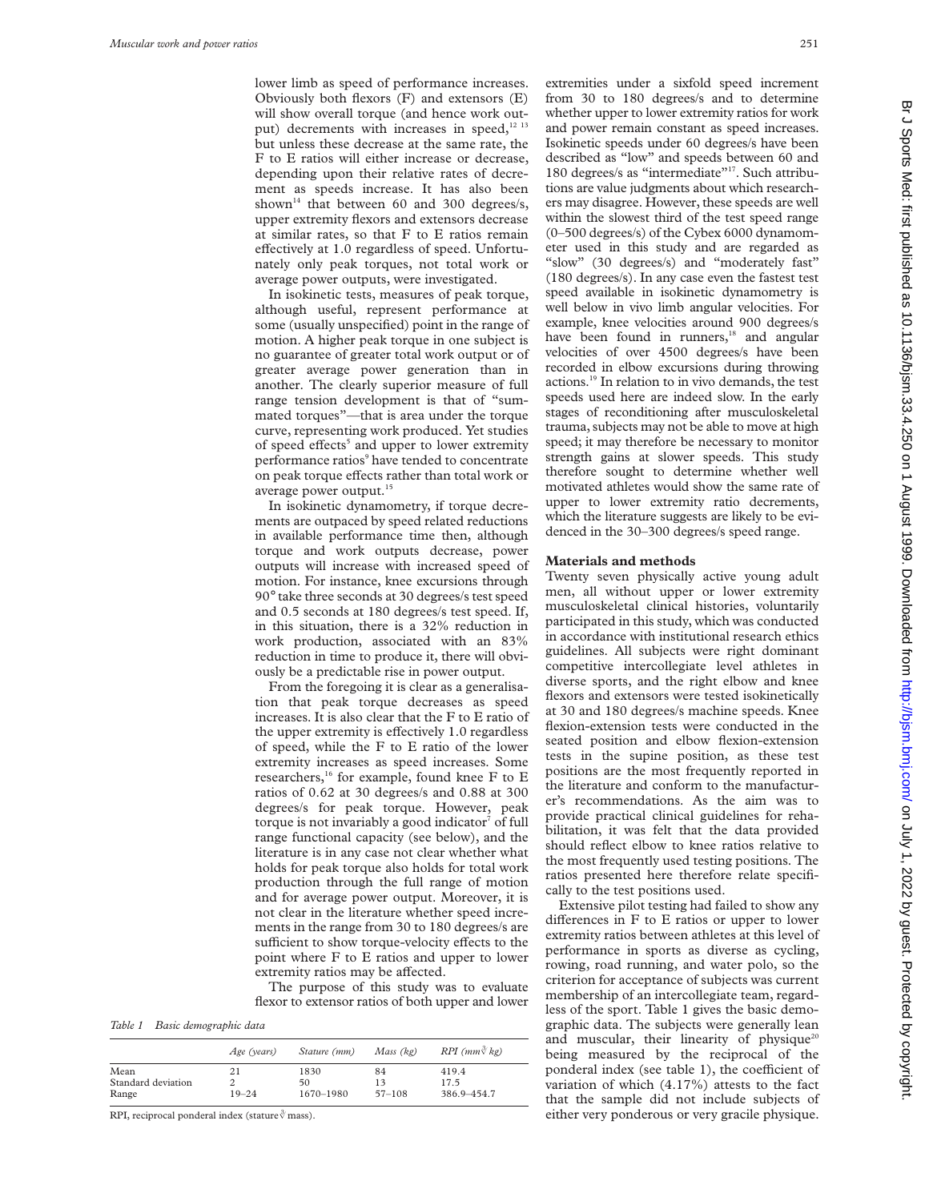lower limb as speed of performance increases. Obviously both flexors (F) and extensors (E) will show overall torque (and hence work output) decrements with increases in speed,[12 13] but unless these decrease at the same rate, the F to E ratios will either increase or decrease, depending upon their relative rates of decrement as speeds increase. It has also been shown[14] that between 60 and 300 degrees/s, upper extremity flexors and extensors decrease at similar rates, so that F to E ratios remain effectively at 1.0 regardless of speed. Unfortunately only peak torques, not total work or average power outputs, were investigated.

In isokinetic tests, measures of peak torque, although useful, represent performance at some (usually unspecified) point in the range of motion. A higher peak torque in one subject is no guarantee of greater total work output or of greater average power generation than in another. The clearly superior measure of full range tension development is that of "summated torques"—that is area under the torque curve, representing work produced. Yet studies of speed effects[5] and upper to lower extremity performance ratios[9] have tended to concentrate on peak torque effects rather than total work or average power output.[15]

In isokinetic dynamometry, if torque decrements are outpaced by speed related reductions in available performance time then, although torque and work outputs decrease, power outputs will increase with increased speed of motion. For instance, knee excursions through 90° take three seconds at 30 degrees/s test speed and 0.5 seconds at 180 degrees/s test speed. If, in this situation, there is a 32% reduction in work production, associated with an 83% reduction in time to produce it, there will obviously be a predictable rise in power output.

From the foregoing it is clear as a generalisation that peak torque decreases as speed increases. It is also clear that the F to E ratio of the upper extremity is effectively 1.0 regardless of speed, while the F to E ratio of the lower extremity increases as speed increases. Some researchers,[16] for example, found knee F to E ratios of 0.62 at 30 degrees/s and 0.88 at 300 degrees/s for peak torque. However, peak torque is not invariably a good indicator[7] of full range functional capacity (see below), and the literature is in any case not clear whether what holds for peak torque also holds for total work production through the full range of motion and for average power output. Moreover, it is not clear in the literature whether speed increments in the range from 30 to 180 degrees/s are sufficient to show torque-velocity effects to the point where F to E ratios and upper to lower extremity ratios may be affected.

The purpose of this study was to evaluate flexor to extensor ratios of both upper and lower extremities under a sixfold speed increment from 30 to 180 degrees/s and to determine whether upper to lower extremity ratios for work and power remain constant as speed increases. Isokinetic speeds under 60 degrees/s have been described as "low" and speeds between 60 and 180 degrees/s as "intermediate"[17]. Such attributions are value judgments about which researchers may disagree. However, these speeds are well within the slowest third of the test speed range (0–500 degrees/s) of the Cybex 6000 dynamometer used in this study and are regarded as "slow" (30 degrees/s) and "moderately fast" (180 degrees/s). In any case even the fastest test speed available in isokinetic dynamometry is well below in vivo limb angular velocities. For example, knee velocities around 900 degrees/s have been found in runners,[18] and angular velocities of over 4500 degrees/s have been recorded in elbow excursions during throwing actions.[19] In relation to in vivo demands, the test speeds used here are indeed slow. In the early stages of reconditioning after musculoskeletal trauma, subjects may not be able to move at high speed; it may therefore be necessary to monitor strength gains at slower speeds. This study therefore sought to determine whether well motivated athletes would show the same rate of upper to lower extremity ratio decrements, which the literature suggests are likely to be evidenced in the 30–300 degrees/s speed range.

## Materials and methods

Twenty seven physically active young adult men, all without upper or lower extremity musculoskeletal clinical histories, voluntarily participated in this study, which was conducted in accordance with institutional research ethics guidelines. All subjects were right dominant competitive intercollegiate level athletes in diverse sports, and the right elbow and knee flexors and extensors were tested isokinetically at 30 and 180 degrees/s machine speeds. Knee flexion-extension tests were conducted in the seated position and elbow flexion-extension tests in the supine position, as these test positions are the most frequently reported in the literature and conform to the manufacturer's recommendations. As the aim was to provide practical clinical guidelines for rehabilitation, it was felt that the data provided should reflect elbow to knee ratios relative to the most frequently used testing positions. The ratios presented here therefore relate specifically to the test positions used.

Extensive pilot testing had failed to show any differences in F to E ratios or upper to lower extremity ratios between athletes at this level of performance in sports as diverse as cycling, rowing, road running, and water polo, so the criterion for acceptance of subjects was current membership of an intercollegiate team, regardless of the sport. Table 1 gives the basic demographic data. The subjects were generally lean and muscular, their linearity of physique[20] being measured by the reciprocal of the ponderal index (see table 1), the coefficient of variation of which (4.17%) attests to the fact that the sample did not include subjects of either very ponderous or very gracile physique.

*Table 1 Basic demographic data*

| | *Age (years)* | *Stature (mm)* | *Mass (kg)* | *RPI (mm/$\sqrt[3]{kg}$)* |
|---|---|---|---|---|
| Mean | 21 | 1830 | 84 | 419.4 |
| Standard deviation | 2 | 50 | 13 | 17.5 |
| Range | 19–24 | 1670–1980 | 57–108 | 386.9–454.7 |

RPI, reciprocal ponderal index (stature/$\sqrt[3]{\text{mass}}$).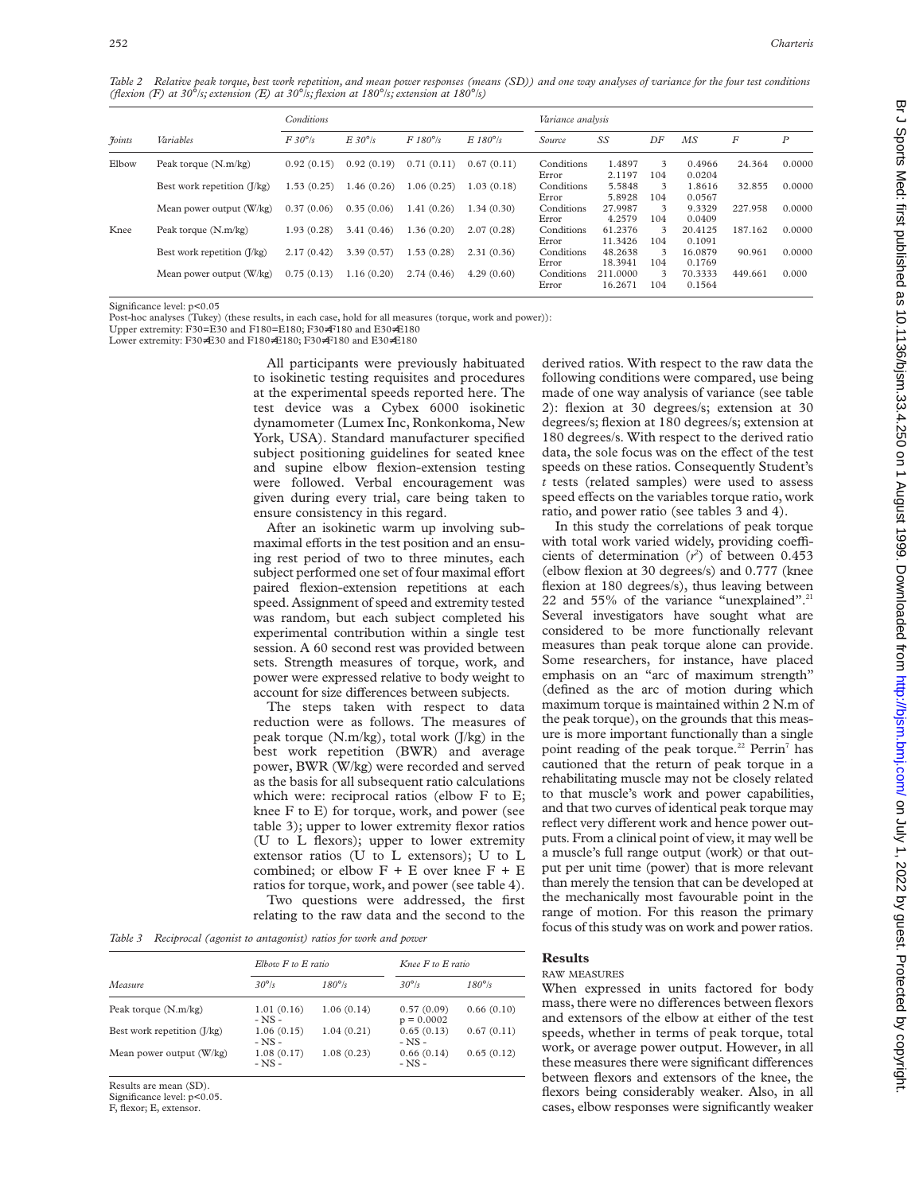*Table 2 Relative peak torque, best work repetition, and mean power responses (means (SD)) and one way analyses of variance for the four test conditions (flexion (F) at 30°/s; extension (E) at 30°/s; flexion at 180°/s; extension at 180°/s)*

| | | Conditions | | | | Variance analysis | | | | | |
|---|---|---|---|---|---|---|---|---|---|---|---|
| *Joints* | *Variables* | *F 30°/s* | *E 30°/s* | *F 180°/s* | *E 180°/s* | *Source* | *SS* | *DF* | *MS* | *F* | *P* |
| Elbow | Peak torque (N.m/kg) | 0.92 (0.15) | 0.92 (0.19) | 0.71 (0.11) | 0.67 (0.11) | Conditions | 1.4897 | 3 | 0.4966 | 24.364 | 0.0000 |
| | | | | | | Error | 2.1197 | 104 | 0.0204 | | |
| | Best work repetition (J/kg) | 1.53 (0.25) | 1.46 (0.26) | 1.06 (0.25) | 1.03 (0.18) | Conditions | 5.5848 | 3 | 1.8616 | 32.855 | 0.0000 |
| | | | | | | Error | 5.8928 | 104 | 0.0567 | | |
| | Mean power output (W/kg) | 0.37 (0.06) | 0.35 (0.06) | 1.41 (0.26) | 1.34 (0.30) | Conditions | 27.9987 | 3 | 9.3329 | 227.958 | 0.0000 |
| | | | | | | Error | 4.2579 | 104 | 0.0409 | | |
| Knee | Peak torque (N.m/kg) | 1.93 (0.28) | 3.41 (0.46) | 1.36 (0.20) | 2.07 (0.28) | Conditions | 61.2376 | 3 | 20.4125 | 187.162 | 0.0000 |
| | | | | | | Error | 11.3426 | 104 | 0.1091 | | |
| | Best work repetition (J/kg) | 2.17 (0.42) | 3.39 (0.57) | 1.53 (0.28) | 2.31 (0.36) | Conditions | 48.2638 | 3 | 16.0879 | 90.961 | 0.0000 |
| | | | | | | Error | 18.3941 | 104 | 0.1769 | | |
| | Mean power output (W/kg) | 0.75 (0.13) | 1.16 (0.20) | 2.74 (0.46) | 4.29 (0.60) | Conditions | 211.0000 | 3 | 70.3333 | 449.661 | 0.000 |
| | | | | | | Error | 16.2671 | 104 | 0.1564 | | |

Significance level: p<0.05

Post-hoc analyses (Tukey) (these results, in each case, hold for all measures (torque, work and power)):

Upper extremity: F30=E30 and F180=E180; F30≠F180 and E30≠E180

Lower extremity: F30≠E30 and F180≠E180; F30≠F180 and E30≠E180

All participants were previously habituated to isokinetic testing requisites and procedures at the experimental speeds reported here. The test device was a Cybex 6000 isokinetic dynamometer (Lumex Inc, Ronkonkoma, New York, USA). Standard manufacturer specified subject positioning guidelines for seated knee and supine elbow flexion-extension testing were followed. Verbal encouragement was given during every trial, care being taken to ensure consistency in this regard.

After an isokinetic warm up involving submaximal efforts in the test position and an ensuing rest period of two to three minutes, each subject performed one set of four maximal effort paired flexion-extension repetitions at each speed. Assignment of speed and extremity tested was random, but each subject completed his experimental contribution within a single test session. A 60 second rest was provided between sets. Strength measures of torque, work, and power were expressed relative to body weight to account for size differences between subjects.

The steps taken with respect to data reduction were as follows. The measures of peak torque (N.m/kg), total work (J/kg) in the best work repetition (BWR) and average power, BWR (W/kg) were recorded and served as the basis for all subsequent ratio calculations which were: reciprocal ratios (elbow F to E; knee F to E) for torque, work, and power (see table 3); upper to lower extremity flexor ratios (U to L flexors); upper to lower extremity extensor ratios (U to L extensors); U to L combined; or elbow F + E over knee F + E ratios for torque, work, and power (see table 4).

Two questions were addressed, the first relating to the raw data and the second to the derived ratios. With respect to the raw data the following conditions were compared, use being made of one way analysis of variance (see table 2): flexion at 30 degrees/s; extension at 30 degrees/s; flexion at 180 degrees/s; extension at 180 degrees/s. With respect to the derived ratio data, the sole focus was on the effect of the test speeds on these ratios. Consequently Student's *t* tests (related samples) were used to assess speed effects on the variables torque ratio, work ratio, and power ratio (see tables 3 and 4).

In this study the correlations of peak torque with total work varied widely, providing coefficients of determination ($r^2$) of between 0.453 (elbow flexion at 30 degrees/s) and 0.777 (knee flexion at 180 degrees/s), thus leaving between 22 and 55% of the variance "unexplained".[21] Several investigators have sought what are considered to be more functionally relevant measures than peak torque alone can provide. Some researchers, for instance, have placed emphasis on an "arc of maximum strength" (defined as the arc of motion during which maximum torque is maintained within 2 N.m of the peak torque), on the grounds that this measure is more important functionally than a single point reading of the peak torque.[22] Perrin[7] has cautioned that the return of peak torque in a rehabilitating muscle may not be closely related to that muscle's work and power capabilities, and that two curves of identical peak torque may reflect very different work and hence power outputs. From a clinical point of view, it may well be a muscle's full range output (work) or that output per unit time (power) that is more relevant than merely the tension that can be developed at the mechanically most favourable point in the range of motion. For this reason the primary focus of this study was on work and power ratios.

*Table 3 Reciprocal (agonist to antagonist) ratios for work and power*

| | Elbow F to E ratio | | Knee F to E ratio | |
|---|---|---|---|---|
| *Measure* | *30°/s* | *180°/s* | *30°/s* | *180°/s* |
| Peak torque (N.m/kg) | 1.01 (0.16) - NS - | 1.06 (0.14) | 0.57 (0.09) p = 0.0002 | 0.66 (0.10) |
| Best work repetition (J/kg) | 1.06 (0.15) - NS - | 1.04 (0.21) | 0.65 (0.13) - NS - | 0.67 (0.11) |
| Mean power output (W/kg) | 1.08 (0.17) - NS - | 1.08 (0.23) | 0.66 (0.14) - NS - | 0.65 (0.12) |

Results are mean (SD).
Significance level: p<0.05.
F, flexor; E, extensor.

## Results

### RAW MEASURES

When expressed in units factored for body mass, there were no differences between flexors and extensors of the elbow at either of the test speeds, whether in terms of peak torque, total work, or average power output. However, in all these measures there were significant differences between flexors and extensors of the knee, the flexors being considerably weaker. Also, in all cases, elbow responses were significantly weaker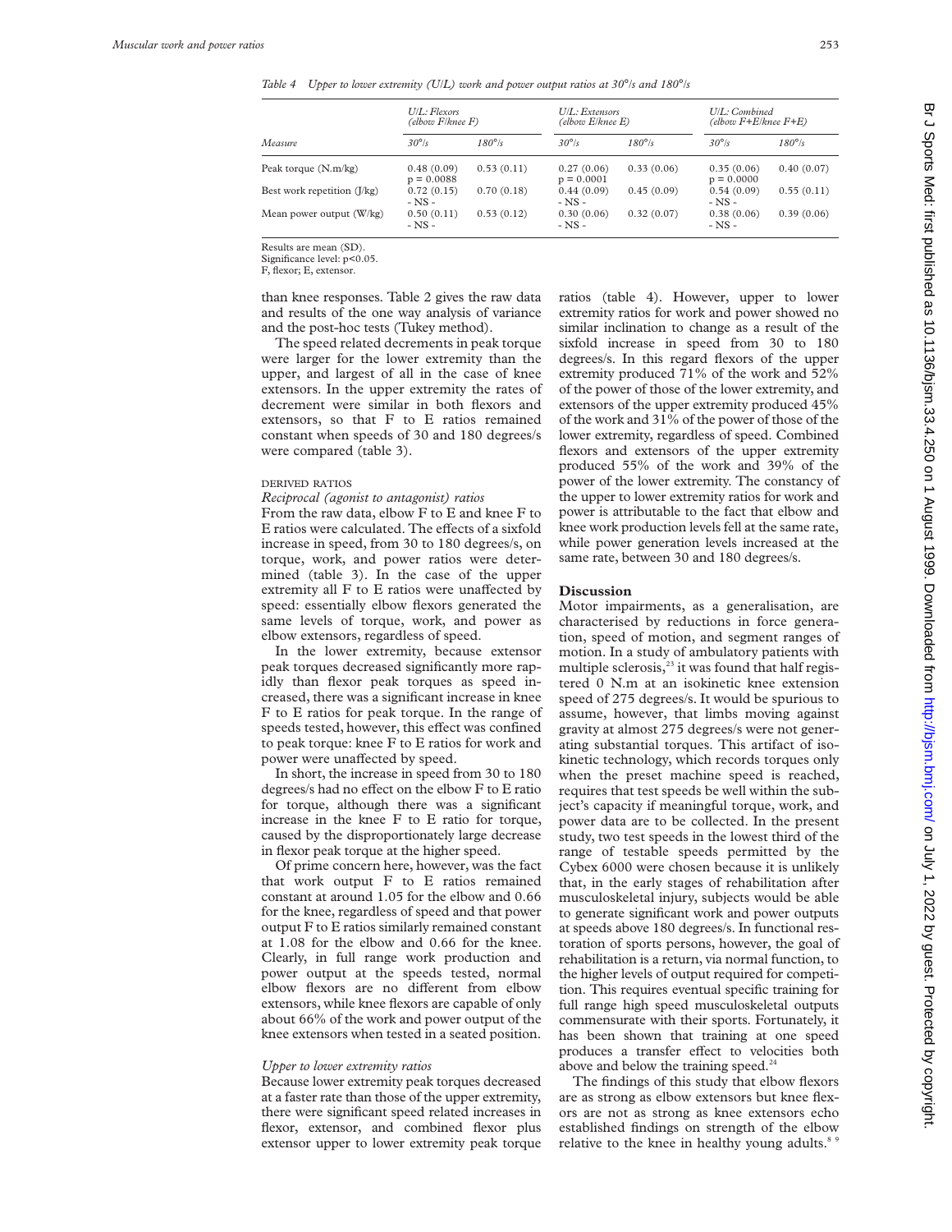*Table 4 Upper to lower extremity (U/L) work and power output ratios at 30°/s and 180°/s*

| Measure | U/L: Flexors (elbow F/knee F) | | U/L: Extensors (elbow E/knee E) | | U/L: Combined (elbow F+E/knee F+E) | |
|---|---|---|---|---|---|---|
| | 30°/s | 180°/s | 30°/s | 180°/s | 30°/s | 180°/s |
| Peak torque (N.m/kg) | 0.48 (0.09) p = 0.0088 | 0.53 (0.11) | 0.27 (0.06) p = 0.0001 | 0.33 (0.06) | 0.35 (0.06) p = 0.0000 | 0.40 (0.07) |
| Best work repetition (J/kg) | 0.72 (0.15) - NS - | 0.70 (0.18) | 0.44 (0.09) - NS - | 0.45 (0.09) | 0.54 (0.09) - NS - | 0.55 (0.11) |
| Mean power output (W/kg) | 0.50 (0.11) - NS - | 0.53 (0.12) | 0.30 (0.06) - NS - | 0.32 (0.07) | 0.38 (0.06) - NS - | 0.39 (0.06) |

Results are mean (SD).
Significance level: $p<0.05$.
F, flexor; E, extensor.

than knee responses. Table 2 gives the raw data and results of the one way analysis of variance and the post-hoc tests (Tukey method).

The speed related decrements in peak torque were larger for the lower extremity than the upper, and largest of all in the case of knee extensors. In the upper extremity the rates of decrement were similar in both flexors and extensors, so that F to E ratios remained constant when speeds of 30 and 180 degrees/s were compared (table 3).

### DERIVED RATIOS

#### *Reciprocal (agonist to antagonist) ratios*

From the raw data, elbow F to E and knee F to E ratios were calculated. The effects of a sixfold increase in speed, from 30 to 180 degrees/s, on torque, work, and power ratios were determined (table 3). In the case of the upper extremity all F to E ratios were unaffected by speed: essentially elbow flexors generated the same levels of torque, work, and power as elbow extensors, regardless of speed.

In the lower extremity, because extensor peak torques decreased significantly more rapidly than flexor peak torques as speed increased, there was a significant increase in knee F to E ratios for peak torque. In the range of speeds tested, however, this effect was confined to peak torque: knee F to E ratios for work and power were unaffected by speed.

In short, the increase in speed from 30 to 180 degrees/s had no effect on the elbow F to E ratio for torque, although there was a significant increase in the knee F to E ratio for torque, caused by the disproportionately large decrease in flexor peak torque at the higher speed.

Of prime concern here, however, was the fact that work output F to E ratios remained constant at around 1.05 for the elbow and 0.66 for the knee, regardless of speed and that power output F to E ratios similarly remained constant at 1.08 for the elbow and 0.66 for the knee. Clearly, in full range work production and power output at the speeds tested, normal elbow flexors are no different from elbow extensors, while knee flexors are capable of only about 66% of the work and power output of the knee extensors when tested in a seated position.

#### *Upper to lower extremity ratios*

Because lower extremity peak torques decreased at a faster rate than those of the upper extremity, there were significant speed related increases in flexor, extensor, and combined flexor plus extensor upper to lower extremity peak torque ratios (table 4). However, upper to lower extremity ratios for work and power showed no similar inclination to change as a result of the sixfold increase in speed from 30 to 180 degrees/s. In this regard flexors of the upper extremity produced 71% of the work and 52% of the power of those of the lower extremity, and extensors of the upper extremity produced 45% of the work and 31% of the power of those of the lower extremity, regardless of speed. Combined flexors and extensors of the upper extremity produced 55% of the work and 39% of the power of the lower extremity. The constancy of the upper to lower extremity ratios for work and power is attributable to the fact that elbow and knee work production levels fell at the same rate, while power generation levels increased at the same rate, between 30 and 180 degrees/s.

## Discussion

Motor impairments, as a generalisation, are characterised by reductions in force generation, speed of motion, and segment ranges of motion. In a study of ambulatory patients with multiple sclerosis,[23] it was found that half registered 0 N.m at an isokinetic knee extension speed of 275 degrees/s. It would be spurious to assume, however, that limbs moving against gravity at almost 275 degrees/s were not generating substantial torques. This artifact of isokinetic technology, which records torques only when the preset machine speed is reached, requires that test speeds be well within the subject's capacity if meaningful torque, work, and power data are to be collected. In the present study, two test speeds in the lowest third of the range of testable speeds permitted by the Cybex 6000 were chosen because it is unlikely that, in the early stages of rehabilitation after musculoskeletal injury, subjects would be able to generate significant work and power outputs at speeds above 180 degrees/s. In functional restoration of sports persons, however, the goal of rehabilitation is a return, via normal function, to the higher levels of output required for competition. This requires eventual specific training for full range high speed musculoskeletal outputs commensurate with their sports. Fortunately, it has been shown that training at one speed produces a transfer effect to velocities both above and below the training speed.[24]

The findings of this study that elbow flexors are as strong as elbow extensors but knee flexors are not as strong as knee extensors echo established findings on strength of the elbow relative to the knee in healthy young adults.[8 9]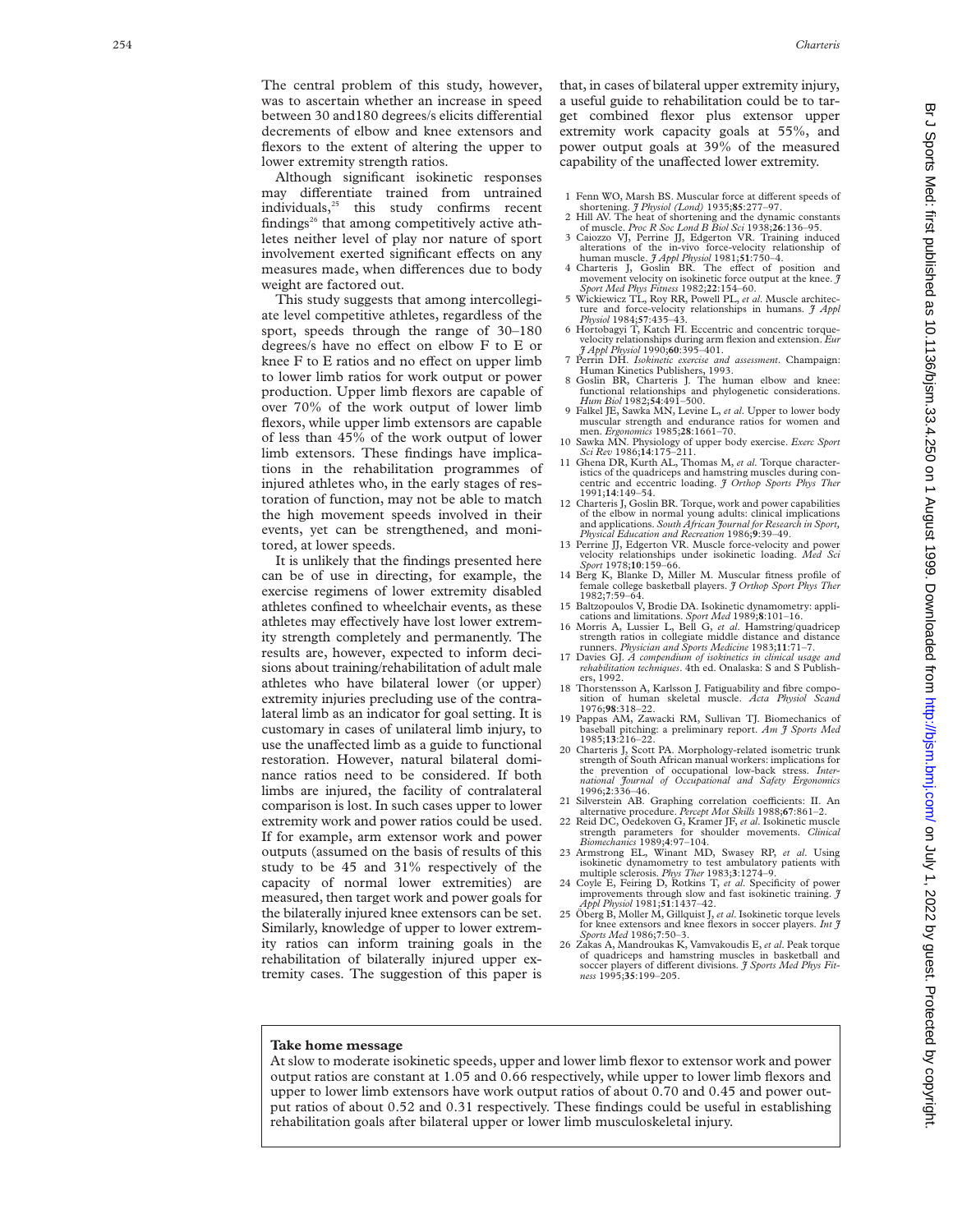The central problem of this study, however, was to ascertain whether an increase in speed between 30 and180 degrees/s elicits differential decrements of elbow and knee extensors and flexors to the extent of altering the upper to lower extremity strength ratios.

Although significant isokinetic responses may differentiate trained from untrained individuals,[25] this study confirms recent findings[26] that among competitively active athletes neither level of play nor nature of sport involvement exerted significant effects on any measures made, when differences due to body weight are factored out.

This study suggests that among intercollegiate level competitive athletes, regardless of the sport, speeds through the range of 30–180 degrees/s have no effect on elbow F to E or knee F to E ratios and no effect on upper limb to lower limb ratios for work output or power production. Upper limb flexors are capable of over 70% of the work output of lower limb flexors, while upper limb extensors are capable of less than 45% of the work output of lower limb extensors. These findings have implications in the rehabilitation programmes of injured athletes who, in the early stages of restoration of function, may not be able to match the high movement speeds involved in their events, yet can be strengthened, and monitored, at lower speeds.

It is unlikely that the findings presented here can be of use in directing, for example, the exercise regimens of lower extremity disabled athletes confined to wheelchair events, as these athletes may effectively have lost lower extremity strength completely and permanently. The results are, however, expected to inform decisions about training/rehabilitation of adult male athletes who have bilateral lower (or upper) extremity injuries precluding use of the contralateral limb as an indicator for goal setting. It is customary in cases of unilateral limb injury, to use the unaffected limb as a guide to functional restoration. However, natural bilateral dominance ratios need to be considered. If both limbs are injured, the facility of contralateral comparison is lost. In such cases upper to lower extremity work and power ratios could be used. If for example, arm extensor work and power outputs (assumed on the basis of results of this study to be 45 and 31% respectively of the capacity of normal lower extremities) are measured, then target work and power goals for the bilaterally injured knee extensors can be set. Similarly, knowledge of upper to lower extremity ratios can inform training goals in the rehabilitation of bilaterally injured upper extremity cases. The suggestion of this paper is that, in cases of bilateral upper extremity injury, a useful guide to rehabilitation could be to target combined flexor plus extensor upper extremity work capacity goals at 55%, and power output goals at 39% of the measured capability of the unaffected lower extremity.

1. Fenn WO, Marsh BS. Muscular force at different speeds of shortening. *J Physiol (Lond)* 1935;**85**:277–97.
2. Hill AV. The heat of shortening and the dynamic constants of muscle. *Proc R Soc Lond B Biol Sci* 1938;**26**:136–95.
3. Caiozzo VJ, Perrine JJ, Edgerton VR. Training induced alterations of the in-vivo force-velocity relationship of human muscle. *J Appl Physiol* 1981;**51**:750–4.
4. Charteris J, Goslin BR. The effect of position and movement velocity on isokinetic force output at the knee. *J Sport Med Phys Fitness* 1982;**22**:154–60.
5. Wickiewicz TL, Roy RR, Powell PL, *et al*. Muscle architecture and force-velocity relationships in humans. *J Appl Physiol* 1984;**57**:435–43.
6. Hortobagyi T, Katch FI. Eccentric and concentric torque-velocity relationships during arm flexion and extension. *Eur J Appl Physiol* 1990;**60**:395–401.
7. Perrin DH. *Isokinetic exercise and assessment*. Champaign: Human Kinetics Publishers, 1993.
8. Goslin BR, Charteris J. The human elbow and knee: functional relationships and phylogenetic considerations. *Hum Biol* 1982;**54**:491–500.
9. Falkel JE, Sawka MN, Levine L, *et al*. Upper to lower body muscular strength and endurance ratios for women and men. *Ergonomics* 1985;**28**:1661–70.
10. Sawka MN. Physiology of upper body exercise. *Exerc Sport Sci Rev* 1986;**14**:175–211.
11. Ghena DR, Kurth AL, Thomas M, *et al*. Torque characteristics of the quadriceps and hamstring muscles during concentric and eccentric loading. *J Orthop Sports Phys Ther* 1991;**14**:149–54.
12. Charteris J, Goslin BR. Torque, work and power capabilities of the elbow in normal young adults: clinical implications and applications. *South African Journal for Research in Sport, Physical Education and Recreation* 1986;**9**:39–49.
13. Perrine JJ, Edgerton VR. Muscle force-velocity and power velocity relationships under isokinetic loading. *Med Sci Sport* 1978;**10**:159–66.
14. Berg K, Blanke D, Miller M. Muscular fitness profile of female college basketball players. *J Orthop Sport Phys Ther* 1982;**7**:59–64.
15. Baltzopoulos V, Brodie DA. Isokinetic dynamometry: applications and limitations. *Sport Med* 1989;**8**:101–16.
16. Morris A, Lussier L, Bell G, *et al*. Hamstring/quadricep strength ratios in collegiate middle distance and distance runners. *Physician and Sports Medicine* 1983;**11**:71–7.
17. Davies GJ. *A compendium of isokinetics in clinical usage and rehabilitation techniques*. 4th ed. Onalaska: S and S Publishers, 1992.
18. Thorstensson A, Karlsson J. Fatiguability and fibre composition of human skeletal muscle. *Acta Physiol Scand* 1976;**98**:318–22.
19. Pappas AM, Zawacki RM, Sullivan TJ. Biomechanics of baseball pitching: a preliminary report. *Am J Sports Med* 1985;**13**:216–22.
20. Charteris J, Scott PA. Morphology-related isometric trunk strength of South African manual workers: implications for the prevention of occupational low-back stress. *International Journal of Occupational and Safety Ergonomics* 1996;**2**:336–46.
21. Silverstein AB. Graphing correlation coefficients: II. An alternative procedure. *Percept Mot Skills* 1988;**67**:861–2.
22. Reid DC, Oedekoven G, Kramer JF, *et al*. Isokinetic muscle strength parameters for shoulder movements. *Clinical Biomechanics* 1989;**4**:97–104.
23. Armstrong EL, Winant MD, Swasey RP, *et al*. Using isokinetic dynamometry to test ambulatory patients with multiple sclerosis. *Phys Ther* 1983;**3**:1274–9.
24. Coyle E, Feiring D, Rotkins T, *et al*. Specificity of power improvements through slow and fast isokinetic training. *J Appl Physiol* 1981;**51**:1437–42.
25. Öberg B, Moller M, Gillquist J, *et al*. Isokinetic torque levels for knee extensors and knee flexors in soccer players. *Int J Sports Med* 1986;**7**:50–3.
26. Zakas A, Mandroukas K, Vamvakoudis E, *et al*. Peak torque of quadriceps and hamstring muscles in basketball and soccer players of different divisions. *J Sports Med Phys Fitness* 1995;**35**:199–205.

**Take home message**

At slow to moderate isokinetic speeds, upper and lower limb flexor to extensor work and power output ratios are constant at 1.05 and 0.66 respectively, while upper to lower limb flexors and upper to lower limb extensors have work output ratios of about 0.70 and 0.45 and power output ratios of about 0.52 and 0.31 respectively. These findings could be useful in establishing rehabilitation goals after bilateral upper or lower limb musculoskeletal injury.